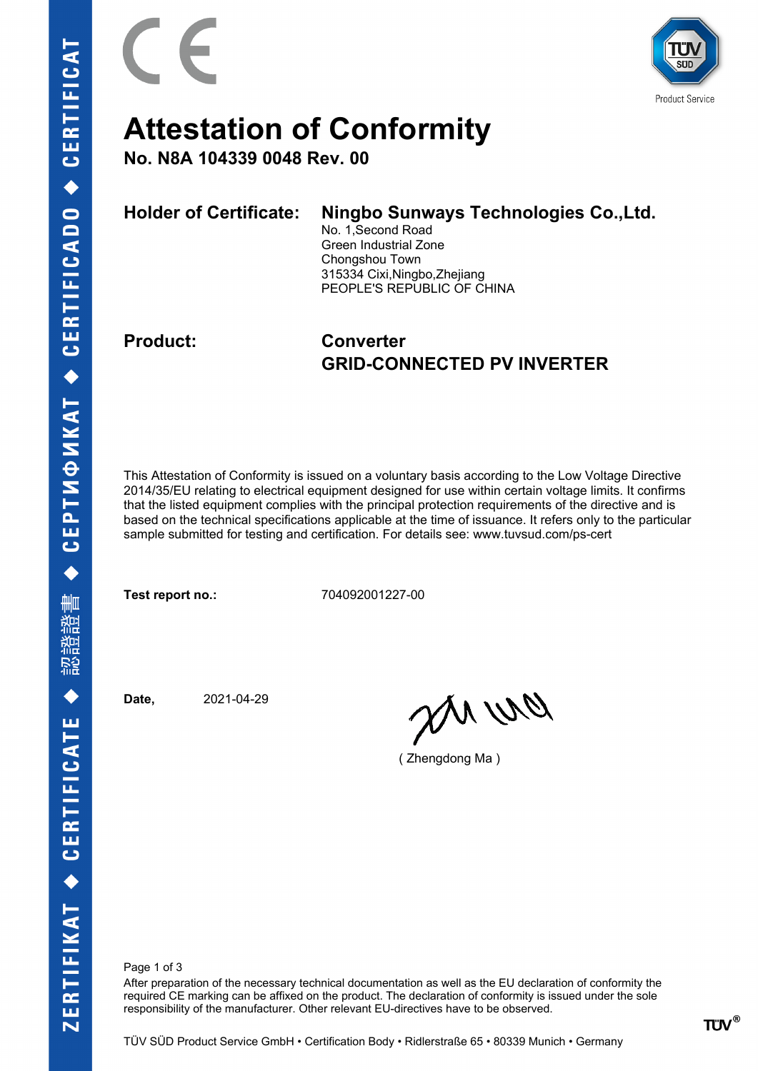# Attestation of Conformity

**No. N8A 104339 0048 Rev. 00**

**Holder of Certificate:** **Ningbo Sunways Technologies Co.,Ltd.**
No. 1,Second Road
Green Industrial Zone
Chongshou Town
315334 Cixi,Ningbo,Zhejiang
PEOPLE'S REPUBLIC OF CHINA

**Product:** **Converter**
**GRID-CONNECTED PV INVERTER**

This Attestation of Conformity is issued on a voluntary basis according to the Low Voltage Directive 2014/35/EU relating to electrical equipment designed for use within certain voltage limits. It confirms that the listed equipment complies with the principal protection requirements of the directive and is based on the technical specifications applicable at the time of issuance. It refers only to the particular sample submitted for testing and certification. For details see: www.tuvsud.com/ps-cert

**Test report no.:** 704092001227-00

**Date,** 2021-04-29

( Zhengdong Ma )

After preparation of the necessary technical documentation as well as the EU declaration of conformity the required CE marking can be affixed on the product. The declaration of conformity is issued under the sole responsibility of the manufacturer. Other relevant EU-directives have to be observed.

TÜV SÜD Product Service GmbH • Certification Body • Ridlerstraße 65 • 80339 Munich • Germany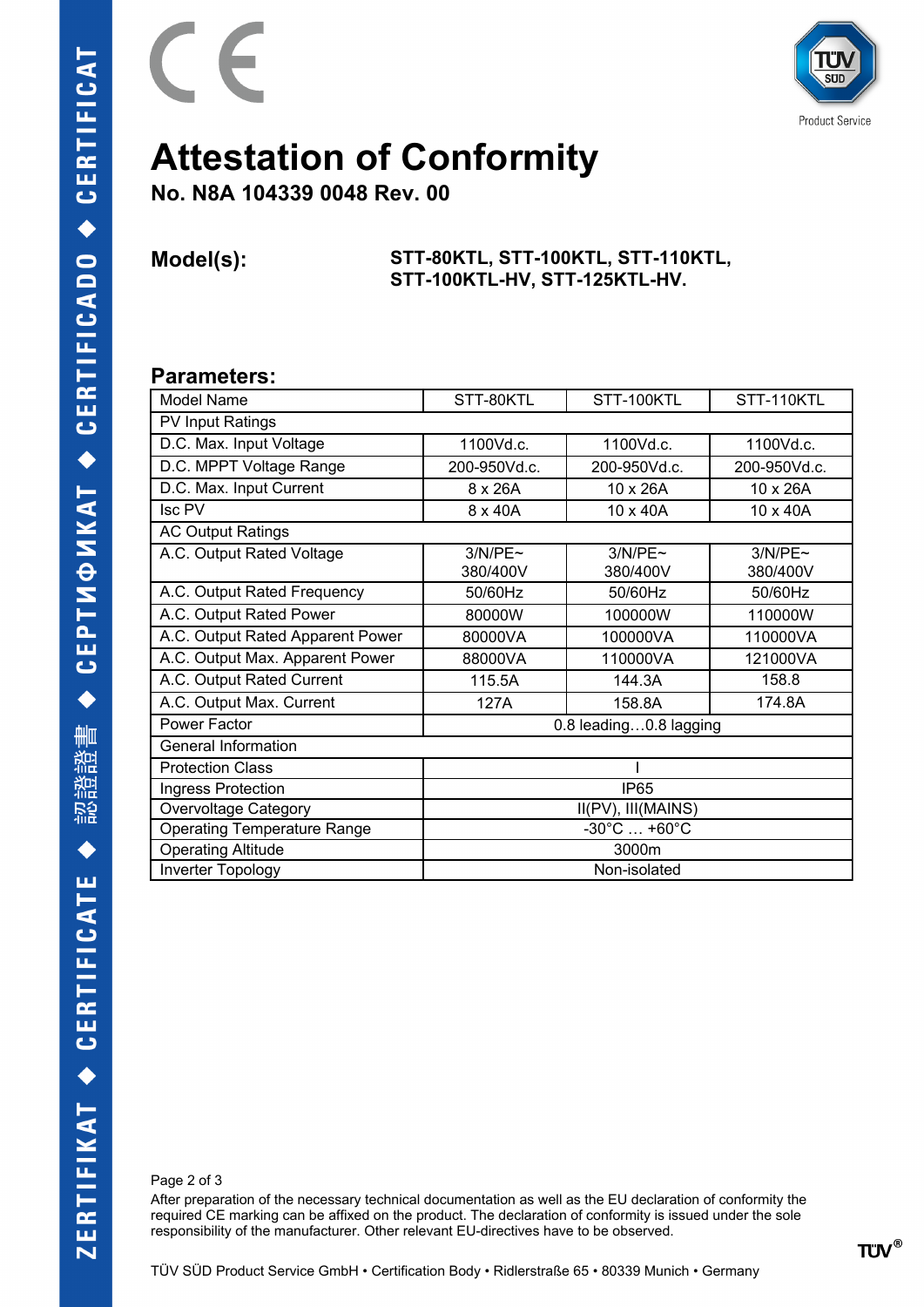# Attestation of Conformity

**No. N8A 104339 0048 Rev. 00**

**Model(s):** **STT-80KTL, STT-100KTL, STT-110KTL, STT-100KTL-HV, STT-125KTL-HV.**

## Parameters:

| Model Name | STT-80KTL | STT-100KTL | STT-110KTL |
|---|---|---|---|
| PV Input Ratings | | | |
| D.C. Max. Input Voltage | 1100Vd.c. | 1100Vd.c. | 1100Vd.c. |
| D.C. MPPT Voltage Range | 200-950Vd.c. | 200-950Vd.c. | 200-950Vd.c. |
| D.C. Max. Input Current | 8 x 26A | 10 x 26A | 10 x 26A |
| Isc PV | 8 x 40A | 10 x 40A | 10 x 40A |
| AC Output Ratings | | | |
| A.C. Output Rated Voltage | 3/N/PE~ 380/400V | 3/N/PE~ 380/400V | 3/N/PE~ 380/400V |
| A.C. Output Rated Frequency | 50/60Hz | 50/60Hz | 50/60Hz |
| A.C. Output Rated Power | 80000W | 100000W | 110000W |
| A.C. Output Rated Apparent Power | 80000VA | 100000VA | 110000VA |
| A.C. Output Max. Apparent Power | 88000VA | 110000VA | 121000VA |
| A.C. Output Rated Current | 115.5A | 144.3A | 158.8 |
| A.C. Output Max. Current | 127A | 158.8A | 174.8A |
| Power Factor | 0.8 leading…0.8 lagging | | |
| General Information | | | |
| Protection Class | I | | |
| Ingress Protection | IP65 | | |
| Overvoltage Category | II(PV), III(MAINS) | | |
| Operating Temperature Range | -30°C … +60°C | | |
| Operating Altitude | 3000m | | |
| Inverter Topology | Non-isolated | | |

After preparation of the necessary technical documentation as well as the EU declaration of conformity the required CE marking can be affixed on the product. The declaration of conformity is issued under the sole responsibility of the manufacturer. Other relevant EU-directives have to be observed.

TÜV SÜD Product Service GmbH • Certification Body • Ridlerstraße 65 • 80339 Munich • Germany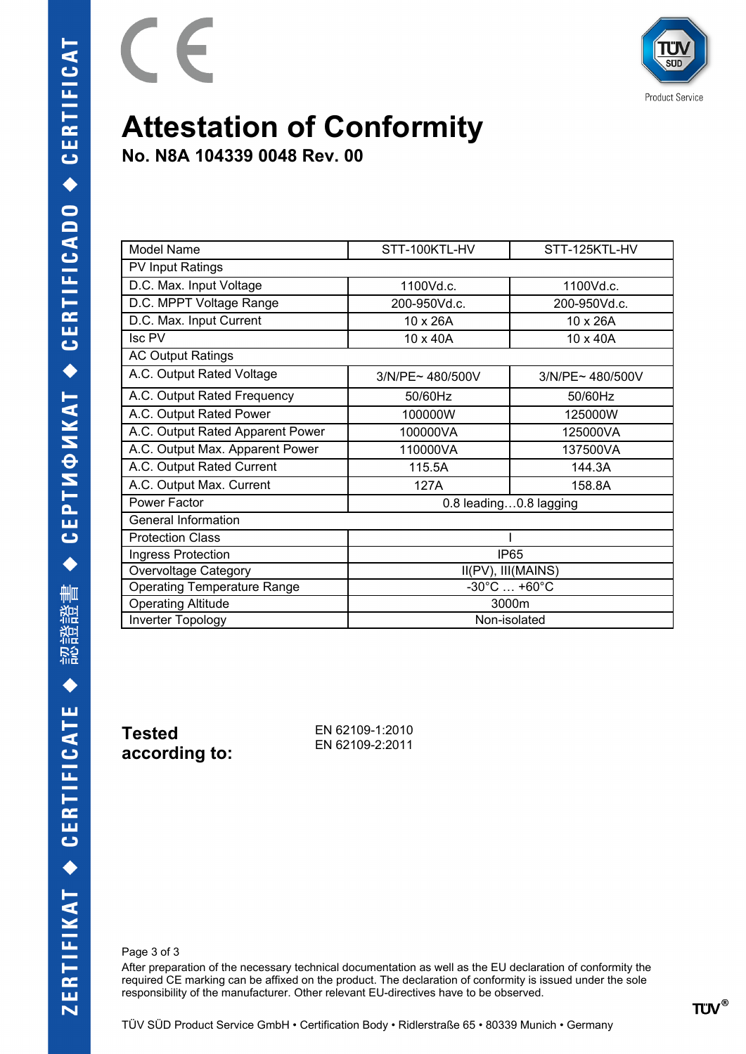# Attestation of Conformity

**No. N8A 104339 0048 Rev. 00**

| | | |
|---|---|---|
| Model Name | STT-100KTL-HV | STT-125KTL-HV |
| PV Input Ratings | | |
| D.C. Max. Input Voltage | 1100Vd.c. | 1100Vd.c. |
| D.C. MPPT Voltage Range | 200-950Vd.c. | 200-950Vd.c. |
| D.C. Max. Input Current | 10 x 26A | 10 x 26A |
| Isc PV | 10 x 40A | 10 x 40A |
| AC Output Ratings | | |
| A.C. Output Rated Voltage | 3/N/PE~ 480/500V | 3/N/PE~ 480/500V |
| A.C. Output Rated Frequency | 50/60Hz | 50/60Hz |
| A.C. Output Rated Power | 100000W | 125000W |
| A.C. Output Rated Apparent Power | 100000VA | 125000VA |
| A.C. Output Max. Apparent Power | 110000VA | 137500VA |
| A.C. Output Rated Current | 115.5A | 144.3A |
| A.C. Output Max. Current | 127A | 158.8A |
| Power Factor | 0.8 leading…0.8 lagging | |
| General Information | | |
| Protection Class | I | |
| Ingress Protection | IP65 | |
| Overvoltage Category | II(PV), III(MAINS) | |
| Operating Temperature Range | -30°C … +60°C | |
| Operating Altitude | 3000m | |
| Inverter Topology | Non-isolated | |

**Tested according to:**

EN 62109-1:2010
EN 62109-2:2011

After preparation of the necessary technical documentation as well as the EU declaration of conformity the required CE marking can be affixed on the product. The declaration of conformity is issued under the sole responsibility of the manufacturer. Other relevant EU-directives have to be observed.

TÜV SÜD Product Service GmbH • Certification Body • Ridlerstraße 65 • 80339 Munich • Germany